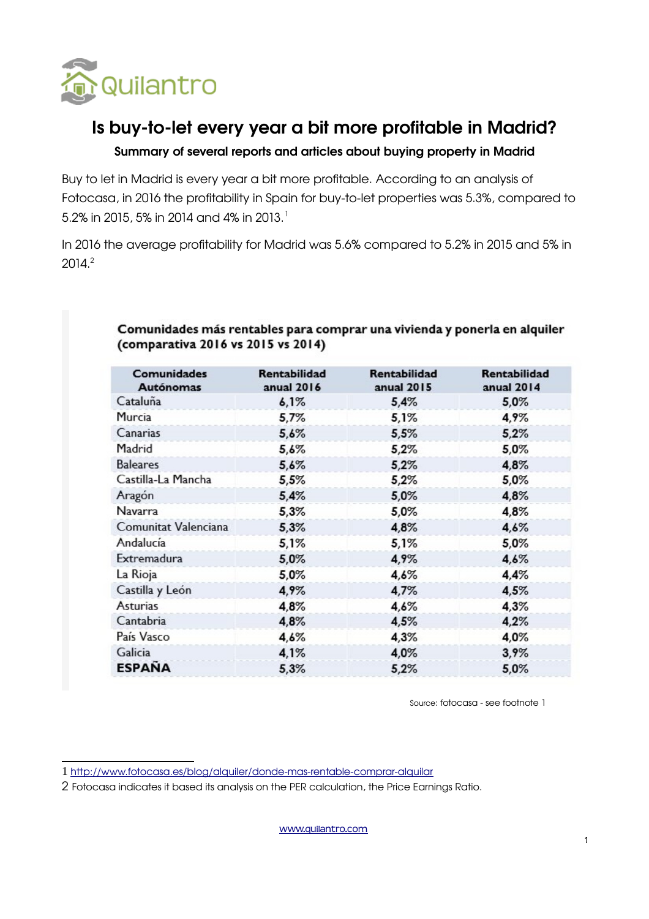Quilantro

# Is buy-to-let every year a bit more profitable in Madrid?

**Summary of several reports and articles about buying property in Madrid**

Buy to let in Madrid is every year a bit more profitable. According to an analysis of Fotocasa, in 2016 the profitability in Spain for buy-to-let properties was 5.3%, compared to 5.2% in 2015, 5% in 2014 and 4% in 2013.[1]

In 2016 the average profitability for Madrid was 5.6% compared to 5.2% in 2015 and 5% in 2014.[2]

**Comunidades más rentables para comprar una vivienda y ponerla en alquiler (comparativa 2016 vs 2015 vs 2014)**

| Comunidades Autónomas | Rentabilidad anual 2016 | Rentabilidad anual 2015 | Rentabilidad anual 2014 |
|---|---|---|---|
| Cataluña | 6,1% | 5,4% | 5,0% |
| Murcia | 5,7% | 5,1% | 4,9% |
| Canarias | 5,6% | 5,5% | 5,2% |
| Madrid | 5,6% | 5,2% | 5,0% |
| Baleares | 5,6% | 5,2% | 4,8% |
| Castilla-La Mancha | 5,5% | 5,2% | 5,0% |
| Aragón | 5,4% | 5,0% | 4,8% |
| Navarra | 5,3% | 5,0% | 4,8% |
| Comunitat Valenciana | 5,3% | 4,8% | 4,6% |
| Andalucía | 5,1% | 5,1% | 5,0% |
| Extremadura | 5,0% | 4,9% | 4,6% |
| La Rioja | 5,0% | 4,6% | 4,4% |
| Castilla y León | 4,9% | 4,7% | 4,5% |
| Asturias | 4,8% | 4,6% | 4,3% |
| Cantabria | 4,8% | 4,5% | 4,2% |
| País Vasco | 4,6% | 4,3% | 4,0% |
| Galicia | 4,1% | 4,0% | 3,9% |
| **ESPAÑA** | 5,3% | 5,2% | 5,0% |

Source: fotocasa - see footnote 1

1 http://www.fotocasa.es/blog/alquiler/donde-mas-rentable-comprar-alquilar

2 Fotocasa indicates it based its analysis on the PER calculation, the Price Earnings Ratio.

www.quilantro.com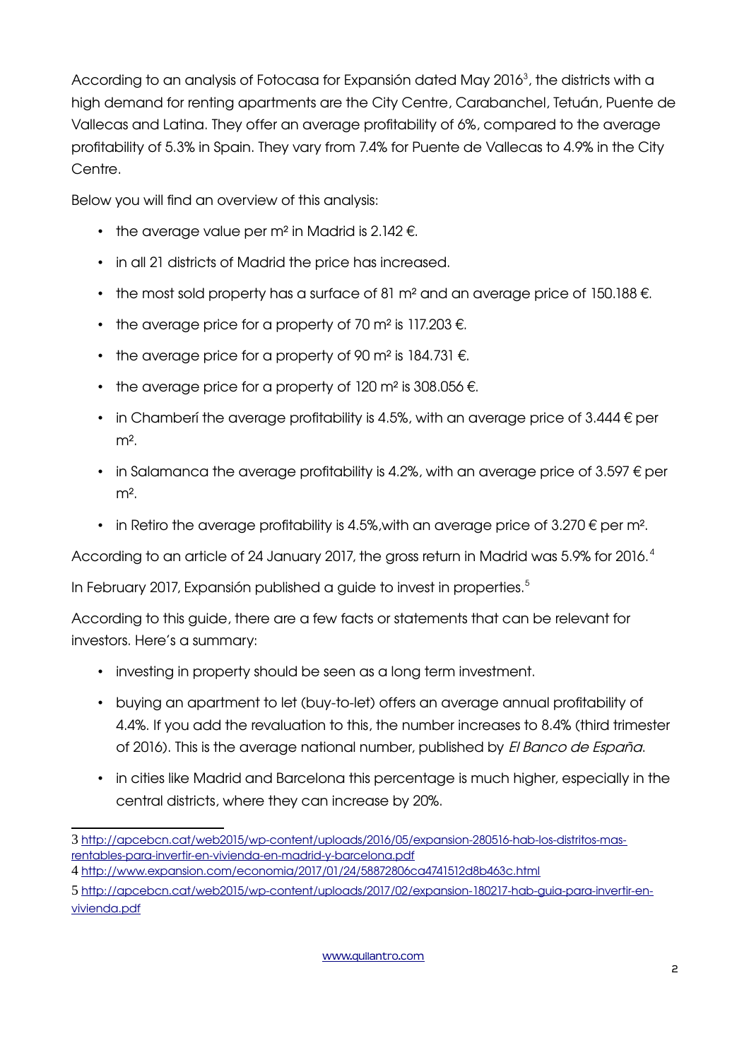According to an analysis of Fotocasa for Expansión dated May 2016[3], the districts with a high demand for renting apartments are the City Centre, Carabanchel, Tetuán, Puente de Vallecas and Latina. They offer an average profitability of 6%, compared to the average profitability of 5.3% in Spain. They vary from 7.4% for Puente de Vallecas to 4.9% in the City Centre.

Below you will find an overview of this analysis:

- the average value per m² in Madrid is 2.142 €.
- in all 21 districts of Madrid the price has increased.
- the most sold property has a surface of 81 m² and an average price of 150.188 €.
- the average price for a property of 70 m² is 117.203 €.
- the average price for a property of 90 m² is 184.731 €.
- the average price for a property of 120 m² is 308.056 €.
- in Chamberí the average profitability is 4.5%, with an average price of 3.444 € per m².
- in Salamanca the average profitability is 4.2%, with an average price of 3.597 € per m².
- in Retiro the average profitability is 4.5%,with an average price of 3.270 € per m².

According to an article of 24 January 2017, the gross return in Madrid was 5.9% for 2016.[4]

In February 2017, Expansión published a guide to invest in properties.[5]

According to this guide, there are a few facts or statements that can be relevant for investors. Here's a summary:

- investing in property should be seen as a long term investment.
- buying an apartment to let (buy-to-let) offers an average annual profitability of 4.4%. If you add the revaluation to this, the number increases to 8.4% (third trimester of 2016). This is the average national number, published by *El Banco de España*.
- in cities like Madrid and Barcelona this percentage is much higher, especially in the central districts, where they can increase by 20%.

---

3 http://apcebcn.cat/web2015/wp-content/uploads/2016/05/expansion-280516-hab-los-distritos-mas-rentables-para-invertir-en-vivienda-en-madrid-y-barcelona.pdf

4 http://www.expansion.com/economia/2017/01/24/58872806ca4741512d8b463c.html

5 http://apcebcn.cat/web2015/wp-content/uploads/2017/02/expansion-180217-hab-guia-para-invertir-en-vivienda.pdf

www.quilantro.com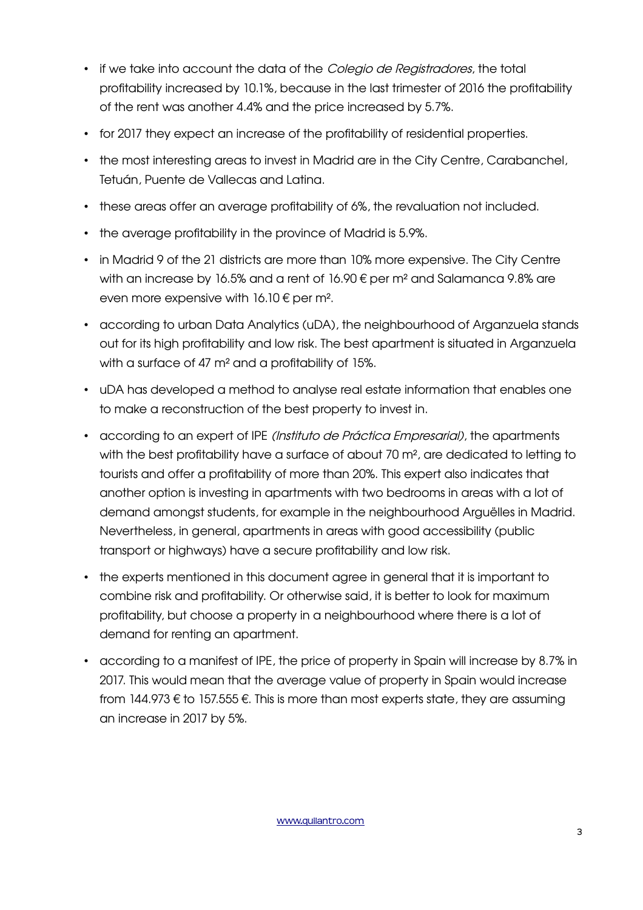- if we take into account the data of the *Colegio de Registradores*, the total profitability increased by 10.1%, because in the last trimester of 2016 the profitability of the rent was another 4.4% and the price increased by 5.7%.
- for 2017 they expect an increase of the profitability of residential properties.
- the most interesting areas to invest in Madrid are in the City Centre, Carabanchel, Tetuán, Puente de Vallecas and Latina.
- these areas offer an average profitability of 6%, the revaluation not included.
- the average profitability in the province of Madrid is 5.9%.
- in Madrid 9 of the 21 districts are more than 10% more expensive. The City Centre with an increase by 16.5% and a rent of 16.90 € per m² and Salamanca 9.8% are even more expensive with 16.10 € per m².
- according to urban Data Analytics (uDA), the neighbourhood of Arganzuela stands out for its high profitability and low risk. The best apartment is situated in Arganzuela with a surface of 47 m² and a profitability of 15%.
- uDA has developed a method to analyse real estate information that enables one to make a reconstruction of the best property to invest in.
- according to an expert of IPE *(Instituto de Práctica Empresarial)*, the apartments with the best profitability have a surface of about 70 m², are dedicated to letting to tourists and offer a profitability of more than 20%. This expert also indicates that another option is investing in apartments with two bedrooms in areas with a lot of demand amongst students, for example in the neighbourhood Arguëlles in Madrid. Nevertheless, in general, apartments in areas with good accessibility (public transport or highways) have a secure profitability and low risk.
- the experts mentioned in this document agree in general that it is important to combine risk and profitability. Or otherwise said, it is better to look for maximum profitability, but choose a property in a neighbourhood where there is a lot of demand for renting an apartment.
- according to a manifest of IPE, the price of property in Spain will increase by 8.7% in 2017. This would mean that the average value of property in Spain would increase from 144.973 € to 157.555 €. This is more than most experts state, they are assuming an increase in 2017 by 5%.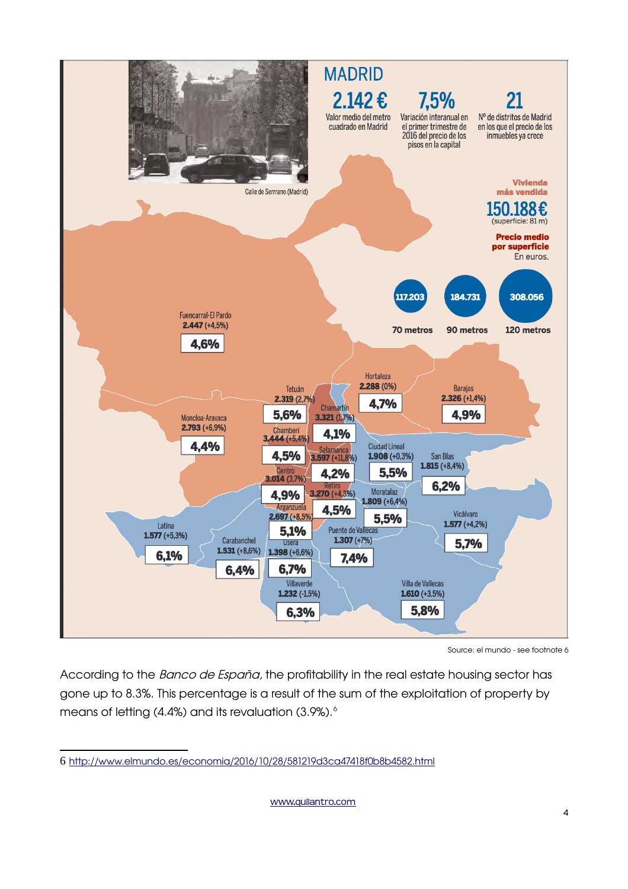MADRID

2.142 €
Valor medio del metro cuadrado en Madrid

7,5%
Variación interanual en el primer trimestre de 2016 del precio de los pisos en la capital

21
Nº de distritos de Madrid en los que el precio de los inmuebles ya crece

Calle de Serrano (Madrid)

Vivienda más vendida
150.188 €
(superficie: 81 m)

Precio medio por superficie
En euros.

117.203
70 metros

184.731
90 metros

308.056
120 metros

Fuencarral-El Pardo
2.447 (+4,5%)
4,6%

Tetuán
2.319 (2,7%)
5,6%

Chamartín
3.321 (1,7%)
4,1%

Hortaleza
2.288 (0%)
4,7%

Barajas
2.326 (+1,4%)
4,9%

Moncloa-Aravaca
2.793 (+6,9%)
4,4%

Chamberí
3.444 (+5,4%)
4,5%

Salamanca
3.597 (+11,8%)
4,2%

Ciudad Lineal
1.908 (+0,3%)
5,5%

San Blas
1.815 (+8,4%)
6,2%

Centro
3.014 (3,7%)
4,9%

Retiro
3.270 (+4,3%)
4,5%

Moratalaz
1.809 (+6,4%)
5,5%

Arganzuela
2.697 (+8,5%)
5,1%

Latina
1.577 (+5,3%)
6,1%

Carabanchel
1.531 (+8,6%)
6,4%

Usera
1.398 (+6,6%)
6,7%

Puente de Vallecas
1.307 (+7%)
7,4%

Vicálvaro
1.577 (+4,2%)
5,7%

Villaverde
1.232 (-1,5%)
6,3%

Villa de Vallecas
1.610 (+3,5%)
5,8%

Source: el mundo - see footnote 6

According to the *Banco de España*, the profitability in the real estate housing sector has gone up to 8.3%. This percentage is a result of the sum of the exploitation of property by means of letting (4.4%) and its revaluation (3.9%).[6]

---

6 http://www.elmundo.es/economia/2016/10/28/581219d3ca47418f0b8b4582.html

www.quilantro.com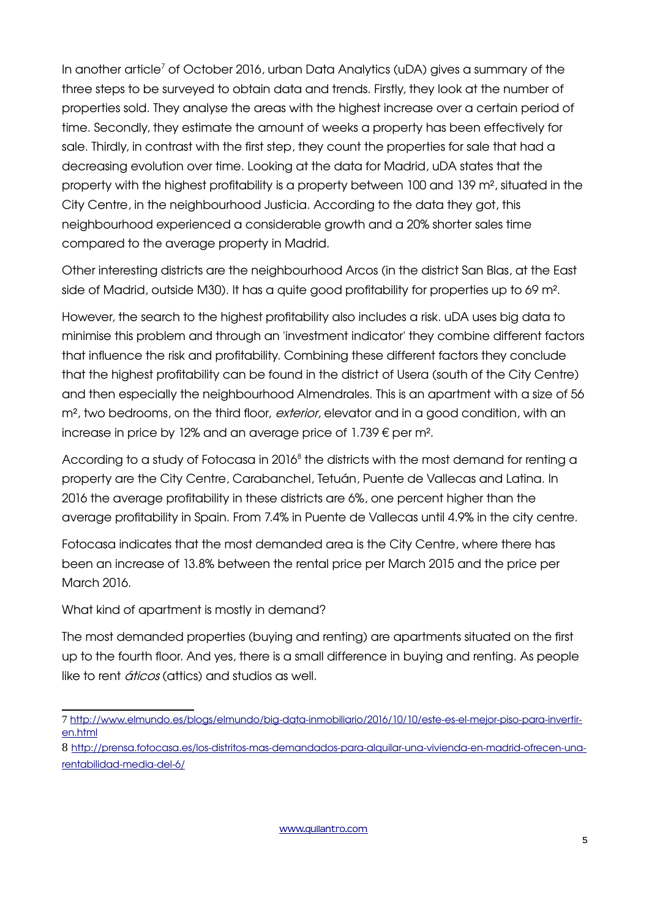In another article[7] of October 2016, urban Data Analytics (uDA) gives a summary of the three steps to be surveyed to obtain data and trends. Firstly, they look at the number of properties sold. They analyse the areas with the highest increase over a certain period of time. Secondly, they estimate the amount of weeks a property has been effectively for sale. Thirdly, in contrast with the first step, they count the properties for sale that had a decreasing evolution over time. Looking at the data for Madrid, uDA states that the property with the highest profitability is a property between 100 and 139 m², situated in the City Centre, in the neighbourhood Justicia. According to the data they got, this neighbourhood experienced a considerable growth and a 20% shorter sales time compared to the average property in Madrid.

Other interesting districts are the neighbourhood Arcos (in the district San Blas, at the East side of Madrid, outside M30). It has a quite good profitability for properties up to 69 m².

However, the search to the highest profitability also includes a risk. uDA uses big data to minimise this problem and through an 'investment indicator' they combine different factors that influence the risk and profitability. Combining these different factors they conclude that the highest profitability can be found in the district of Usera (south of the City Centre) and then especially the neighbourhood Almendrales. This is an apartment with a size of 56 m², two bedrooms, on the third floor, *exterior*, elevator and in a good condition, with an increase in price by 12% and an average price of 1.739 € per m².

According to a study of Fotocasa in 2016[8] the districts with the most demand for renting a property are the City Centre, Carabanchel, Tetuán, Puente de Vallecas and Latina. In 2016 the average profitability in these districts are 6%, one percent higher than the average profitability in Spain. From 7.4% in Puente de Vallecas until 4.9% in the city centre.

Fotocasa indicates that the most demanded area is the City Centre, where there has been an increase of 13.8% between the rental price per March 2015 and the price per March 2016.

What kind of apartment is mostly in demand?

The most demanded properties (buying and renting) are apartments situated on the first up to the fourth floor. And yes, there is a small difference in buying and renting. As people like to rent *áticos* (attics) and studios as well.

---

7 http://www.elmundo.es/blogs/elmundo/big-data-inmobiliario/2016/10/10/este-es-el-mejor-piso-para-invertir-en.html

8 http://prensa.fotocasa.es/los-distritos-mas-demandados-para-alquilar-una-vivienda-en-madrid-ofrecen-una-rentabilidad-media-del-6/

www.quilantro.com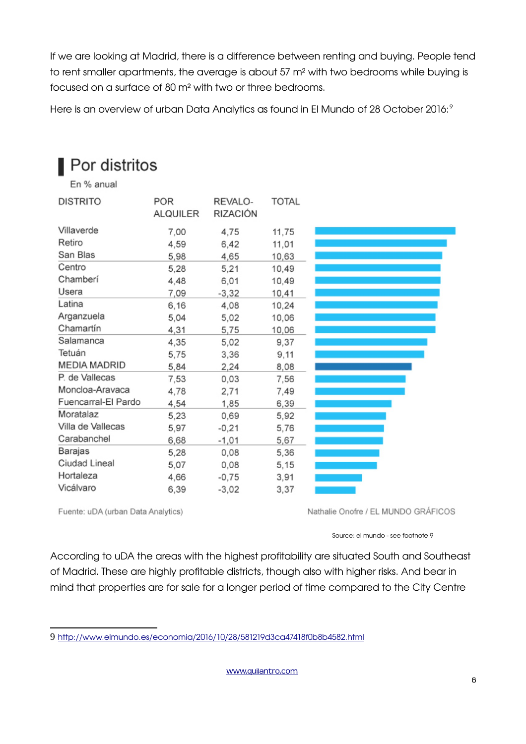If we are looking at Madrid, there is a difference between renting and buying. People tend to rent smaller apartments, the average is about 57 m² with two bedrooms while buying is focused on a surface of 80 m² with two or three bedrooms.

Here is an overview of urban Data Analytics as found in El Mundo of 28 October 2016:[9]

## Por distritos

En % anual

| DISTRITO | POR ALQUILER | REVALORIZACIÓN | TOTAL |
|---|---|---|---|
| Villaverde | 7,00 | 4,75 | 11,75 |
| Retiro | 4,59 | 6,42 | 11,01 |
| San Blas | 5,98 | 4,65 | 10,63 |
| Centro | 5,28 | 5,21 | 10,49 |
| Chamberí | 4,48 | 6,01 | 10,49 |
| Usera | 7,09 | -3,32 | 10,41 |
| Latina | 6,16 | 4,08 | 10,24 |
| Arganzuela | 5,04 | 5,02 | 10,06 |
| Chamartín | 4,31 | 5,75 | 10,06 |
| Salamanca | 4,35 | 5,02 | 9,37 |
| Tetuán | 5,75 | 3,36 | 9,11 |
| MEDIA MADRID | 5,84 | 2,24 | 8,08 |
| P. de Vallecas | 7,53 | 0,03 | 7,56 |
| Moncloa-Aravaca | 4,78 | 2,71 | 7,49 |
| Fuencarral-El Pardo | 4,54 | 1,85 | 6,39 |
| Moratalaz | 5,23 | 0,69 | 5,92 |
| Villa de Vallecas | 5,97 | -0,21 | 5,76 |
| Carabanchel | 6,68 | -1,01 | 5,67 |
| Barajas | 5,28 | 0,08 | 5,36 |
| Ciudad Lineal | 5,07 | 0,08 | 5,15 |
| Hortaleza | 4,66 | -0,75 | 3,91 |
| Vicálvaro | 6,39 | -3,02 | 3,37 |

Fuente: uDA (urban Data Analytics)

Nathalie Onofre / EL MUNDO GRÁFICOS

Source: el mundo - see footnote 9

According to uDA the areas with the highest profitability are situated South and Southeast of Madrid. These are highly profitable districts, though also with higher risks. And bear in mind that properties are for sale for a longer period of time compared to the City Centre

9 http://www.elmundo.es/economia/2016/10/28/581219d3ca47418f0b8b4582.html

www.quilantro.com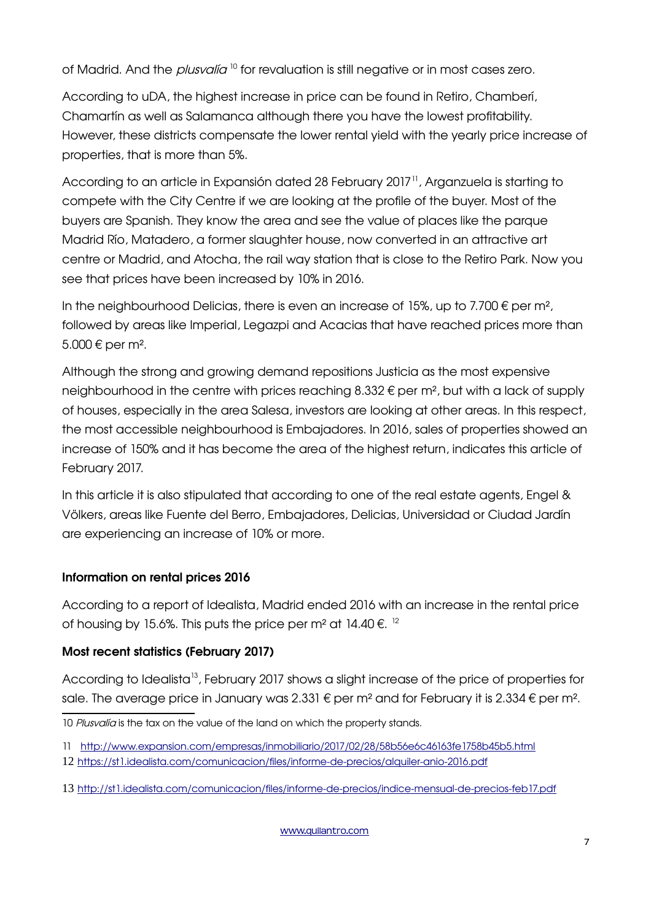of Madrid. And the *plusvalía* [10] for revaluation is still negative or in most cases zero.

According to uDA, the highest increase in price can be found in Retiro, Chamberí, Chamartín as well as Salamanca although there you have the lowest profitability. However, these districts compensate the lower rental yield with the yearly price increase of properties, that is more than 5%.

According to an article in Expansión dated 28 February 2017[11], Arganzuela is starting to compete with the City Centre if we are looking at the profile of the buyer. Most of the buyers are Spanish. They know the area and see the value of places like the parque Madrid Río, Matadero, a former slaughter house, now converted in an attractive art centre or Madrid, and Atocha, the rail way station that is close to the Retiro Park. Now you see that prices have been increased by 10% in 2016.

In the neighbourhood Delicias, there is even an increase of 15%, up to 7.700 € per m², followed by areas like Imperial, Legazpi and Acacias that have reached prices more than 5.000 € per m².

Although the strong and growing demand repositions Justicia as the most expensive neighbourhood in the centre with prices reaching 8.332 € per m², but with a lack of supply of houses, especially in the area Salesa, investors are looking at other areas. In this respect, the most accessible neighbourhood is Embajadores. In 2016, sales of properties showed an increase of 150% and it has become the area of the highest return, indicates this article of February 2017.

In this article it is also stipulated that according to one of the real estate agents, Engel & Völkers, areas like Fuente del Berro, Embajadores, Delicias, Universidad or Ciudad Jardín are experiencing an increase of 10% or more.

**Information on rental prices 2016**

According to a report of Idealista, Madrid ended 2016 with an increase in the rental price of housing by 15.6%. This puts the price per m² at 14.40 €. [12]

**Most recent statistics (February 2017)**

According to Idealista[13], February 2017 shows a slight increase of the price of properties for sale. The average price in January was 2.331 € per m² and for February it is 2.334 € per m².

---

10 *Plusvalía* is the tax on the value of the land on which the property stands.

11 http://www.expansion.com/empresas/inmobiliario/2017/02/28/58b56e6c46163fe1758b45b5.html

12 https://st1.idealista.com/comunicacion/files/informe-de-precios/alquiler-anio-2016.pdf

13 http://st1.idealista.com/comunicacion/files/informe-de-precios/indice-mensual-de-precios-feb17.pdf

www.quilantro.com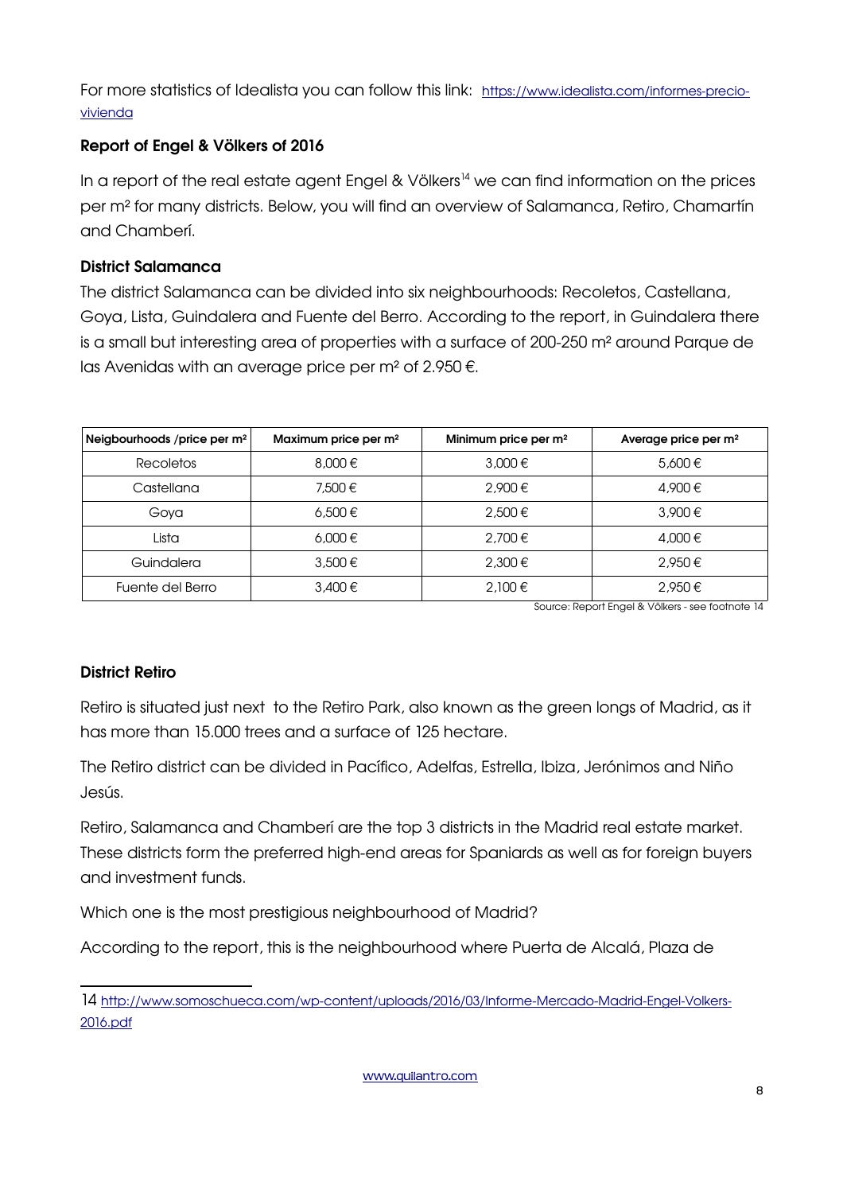For more statistics of Idealista you can follow this link: [https://www.idealista.com/informes-precio-vivienda](https://www.idealista.com/informes-precio-vivienda)

### Report of Engel & Völkers of 2016

In a report of the real estate agent Engel & Völkers[14] we can find information on the prices per m² for many districts. Below, you will find an overview of Salamanca, Retiro, Chamartín and Chamberí.

### District Salamanca

The district Salamanca can be divided into six neighbourhoods: Recoletos, Castellana, Goya, Lista, Guindalera and Fuente del Berro. According to the report, in Guindalera there is a small but interesting area of properties with a surface of 200-250 m² around Parque de las Avenidas with an average price per m² of 2.950 €.

| Neigbourhoods /price per m² | Maximum price per m² | Minimum price per m² | Average price per m² |
| --- | --- | --- | --- |
| Recoletos | 8,000 € | 3,000 € | 5,600 € |
| Castellana | 7,500 € | 2,900 € | 4,900 € |
| Goya | 6,500 € | 2,500 € | 3,900 € |
| Lista | 6,000 € | 2,700 € | 4,000 € |
| Guindalera | 3,500 € | 2,300 € | 2,950 € |
| Fuente del Berro | 3,400 € | 2,100 € | 2,950 € |

Source: Report Engel & Völkers - see footnote 14

### District Retiro

Retiro is situated just next to the Retiro Park, also known as the green longs of Madrid, as it has more than 15.000 trees and a surface of 125 hectare.

The Retiro district can be divided in Pacífico, Adelfas, Estrella, Ibiza, Jerónimos and Niño Jesús.

Retiro, Salamanca and Chamberí are the top 3 districts in the Madrid real estate market. These districts form the preferred high-end areas for Spaniards as well as for foreign buyers and investment funds.

Which one is the most prestigious neighbourhood of Madrid?

According to the report, this is the neighbourhood where Puerta de Alcalá, Plaza de

---

14 [http://www.somoschueca.com/wp-content/uploads/2016/03/Informe-Mercado-Madrid-Engel-Volkers-2016.pdf](http://www.somoschueca.com/wp-content/uploads/2016/03/Informe-Mercado-Madrid-Engel-Volkers-2016.pdf)

[www.quilantro.com](http://www.quilantro.com)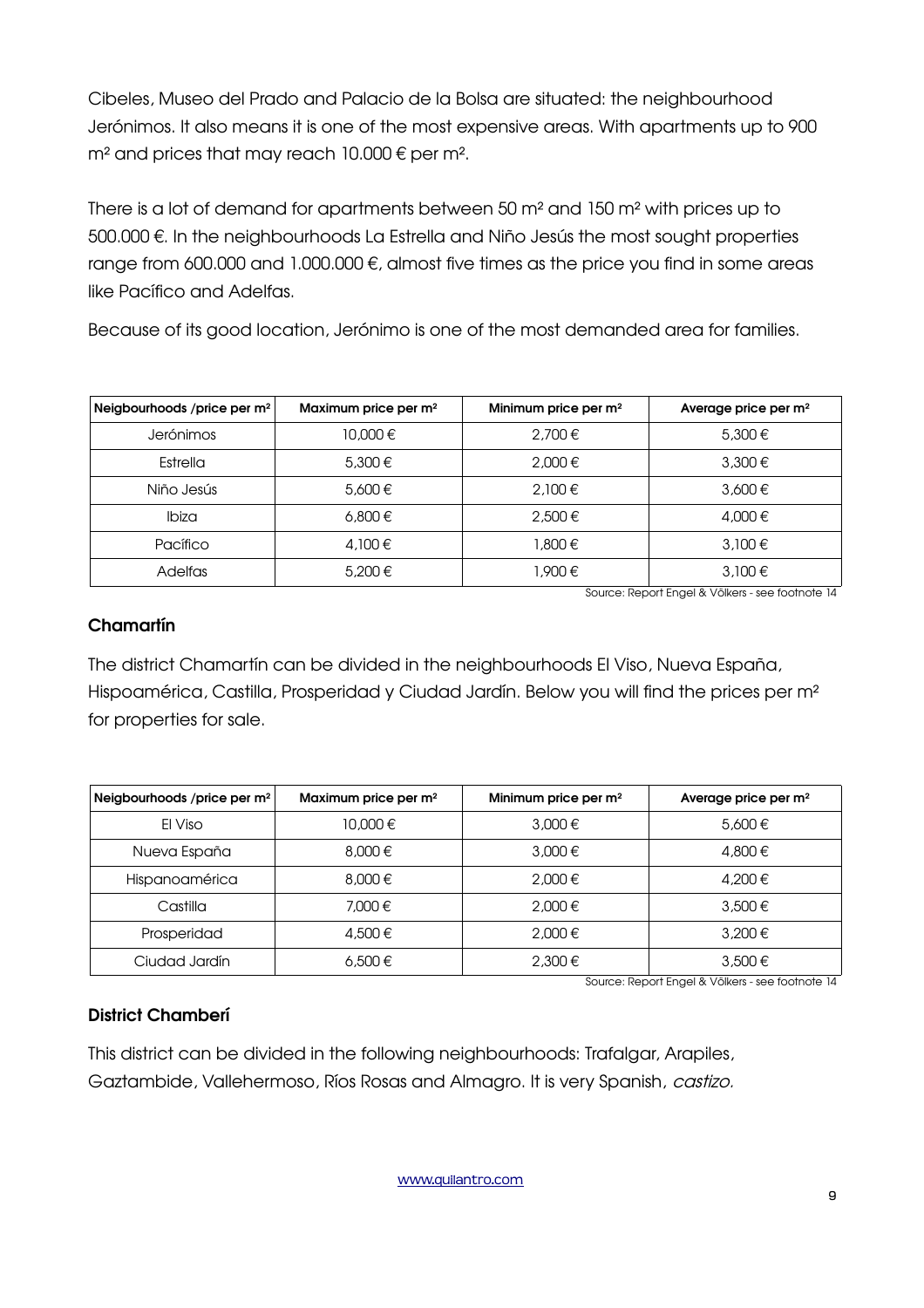Cibeles, Museo del Prado and Palacio de la Bolsa are situated: the neighbourhood Jerónimos. It also means it is one of the most expensive areas. With apartments up to 900 m² and prices that may reach 10.000 € per m².

There is a lot of demand for apartments between 50 m² and 150 m² with prices up to 500.000 €. In the neighbourhoods La Estrella and Niño Jesús the most sought properties range from 600.000 and 1.000.000 €, almost five times as the price you find in some areas like Pacífico and Adelfas.

Because of its good location, Jerónimo is one of the most demanded area for families.

| Neigbourhoods /price per m² | Maximum price per m² | Minimum price per m² | Average price per m² |
|---|---|---|---|
| Jerónimos | 10,000 € | 2,700 € | 5,300 € |
| Estrella | 5,300 € | 2,000 € | 3,300 € |
| Niño Jesús | 5,600 € | 2,100 € | 3,600 € |
| Ibiza | 6,800 € | 2,500 € | 4,000 € |
| Pacífico | 4,100 € | 1,800 € | 3,100 € |
| Adelfas | 5,200 € | 1,900 € | 3,100 € |

Source: Report Engel & Völkers - see footnote 14

### Chamartín

The district Chamartín can be divided in the neighbourhoods El Viso, Nueva España, Hispoamérica, Castilla, Prosperidad y Ciudad Jardín. Below you will find the prices per m² for properties for sale.

| Neigbourhoods /price per m² | Maximum price per m² | Minimum price per m² | Average price per m² |
|---|---|---|---|
| El Viso | 10,000 € | 3,000 € | 5,600 € |
| Nueva España | 8,000 € | 3,000 € | 4,800 € |
| Hispanoamérica | 8,000 € | 2,000 € | 4,200 € |
| Castilla | 7,000 € | 2,000 € | 3,500 € |
| Prosperidad | 4,500 € | 2,000 € | 3,200 € |
| Ciudad Jardín | 6,500 € | 2,300 € | 3,500 € |

Source: Report Engel & Völkers - see footnote 14

### District Chamberí

This district can be divided in the following neighbourhoods: Trafalgar, Arapiles, Gaztambide, Vallehermoso, Ríos Rosas and Almagro. It is very Spanish, *castizo.*

www.quilantro.com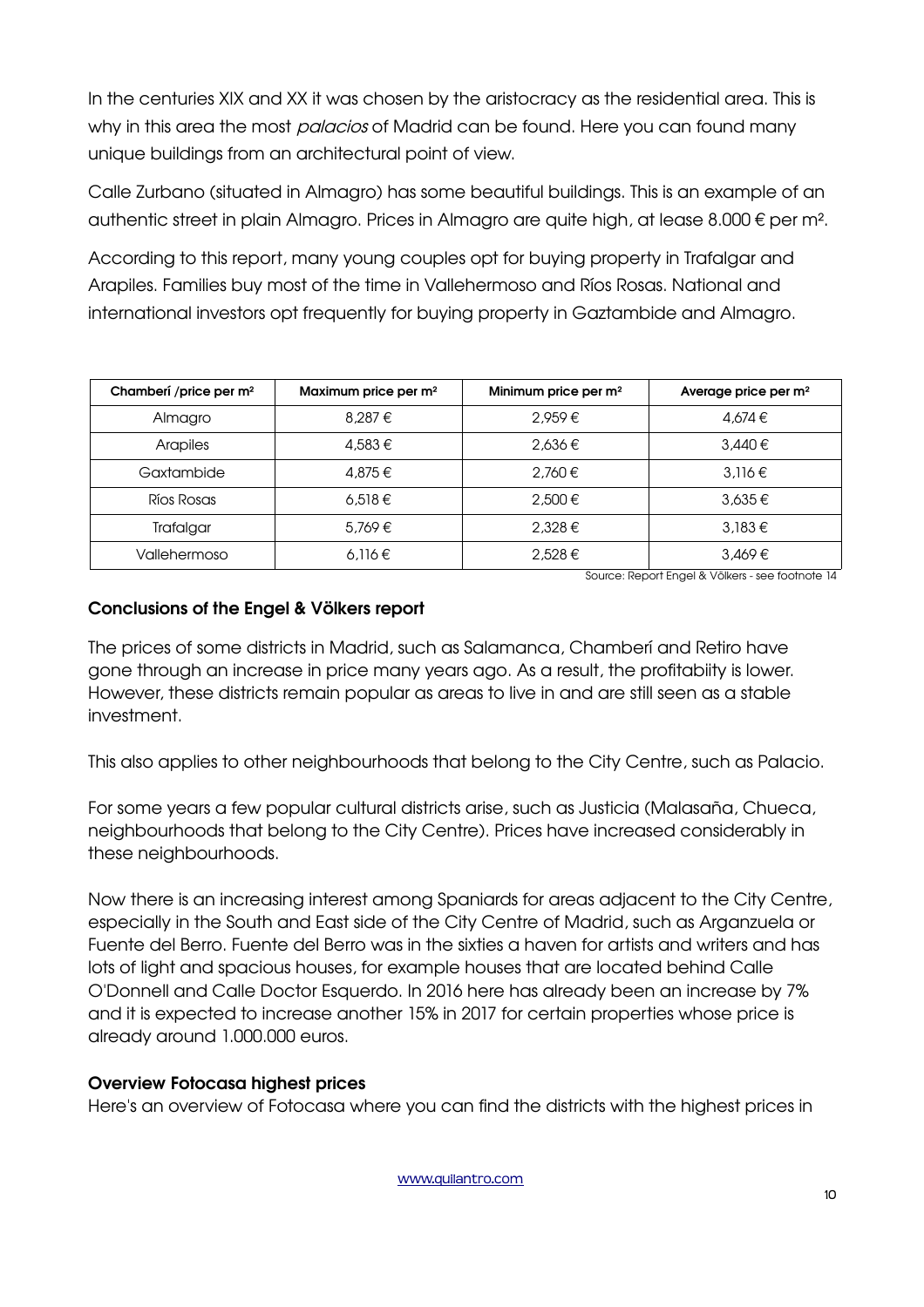In the centuries XIX and XX it was chosen by the aristocracy as the residential area. This is why in this area the most *palacios* of Madrid can be found. Here you can found many unique buildings from an architectural point of view.

Calle Zurbano (situated in Almagro) has some beautiful buildings. This is an example of an authentic street in plain Almagro. Prices in Almagro are quite high, at lease 8.000 € per m².

According to this report, many young couples opt for buying property in Trafalgar and Arapiles. Families buy most of the time in Vallehermoso and Ríos Rosas. National and international investors opt frequently for buying property in Gaztambide and Almagro.

| Chamberí /price per m² | Maximum price per m² | Minimum price per m² | Average price per m² |
|---|---|---|---|
| Almagro | 8,287 € | 2,959 € | 4,674 € |
| Arapiles | 4,583 € | 2,636 € | 3,440 € |
| Gaxtambide | 4,875 € | 2,760 € | 3,116 € |
| Ríos Rosas | 6,518 € | 2,500 € | 3,635 € |
| Trafalgar | 5,769 € | 2,328 € | 3,183 € |
| Vallehermoso | 6,116 € | 2,528 € | 3,469 € |

Source: Report Engel & Völkers - see footnote 14

**Conclusions of the Engel & Völkers report**

The prices of some districts in Madrid, such as Salamanca, Chamberí and Retiro have gone through an increase in price many years ago. As a result, the profitabiity is lower. However, these districts remain popular as areas to live in and are still seen as a stable investment.

This also applies to other neighbourhoods that belong to the City Centre, such as Palacio.

For some years a few popular cultural districts arise, such as Justicia (Malasaña, Chueca, neighbourhoods that belong to the City Centre). Prices have increased considerably in these neighbourhoods.

Now there is an increasing interest among Spaniards for areas adjacent to the City Centre, especially in the South and East side of the City Centre of Madrid, such as Arganzuela or Fuente del Berro. Fuente del Berro was in the sixties a haven for artists and writers and has lots of light and spacious houses, for example houses that are located behind Calle O'Donnell and Calle Doctor Esquerdo. In 2016 here has already been an increase by 7% and it is expected to increase another 15% in 2017 for certain properties whose price is already around 1.000.000 euros.

**Overview Fotocasa highest prices**

Here's an overview of Fotocasa where you can find the districts with the highest prices in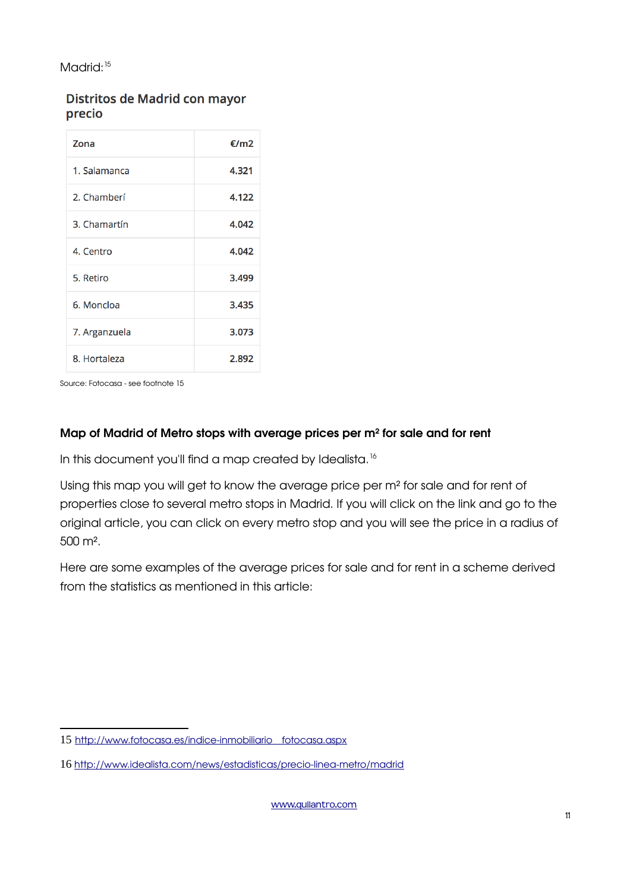Madrid:[15]

### Distritos de Madrid con mayor precio

| Zona | €/m2 |
| --- | --- |
| 1. Salamanca | 4.321 |
| 2. Chamberí | 4.122 |
| 3. Chamartín | 4.042 |
| 4. Centro | 4.042 |
| 5. Retiro | 3.499 |
| 6. Moncloa | 3.435 |
| 7. Arganzuela | 3.073 |
| 8. Hortaleza | 2.892 |

Source: Fotocasa - see footnote 15

**Map of Madrid of Metro stops with average prices per m² for sale and for rent**

In this document you'll find a map created by Idealista.[16]

Using this map you will get to know the average price per m² for sale and for rent of properties close to several metro stops in Madrid. If you will click on the link and go to the original article, you can click on every metro stop and you will see the price in a radius of 500 m².

Here are some examples of the average prices for sale and for rent in a scheme derived from the statistics as mentioned in this article:

15 http://www.fotocasa.es/indice-inmobiliario__fotocasa.aspx

16 http://www.idealista.com/news/estadisticas/precio-linea-metro/madrid

www.quilantro.com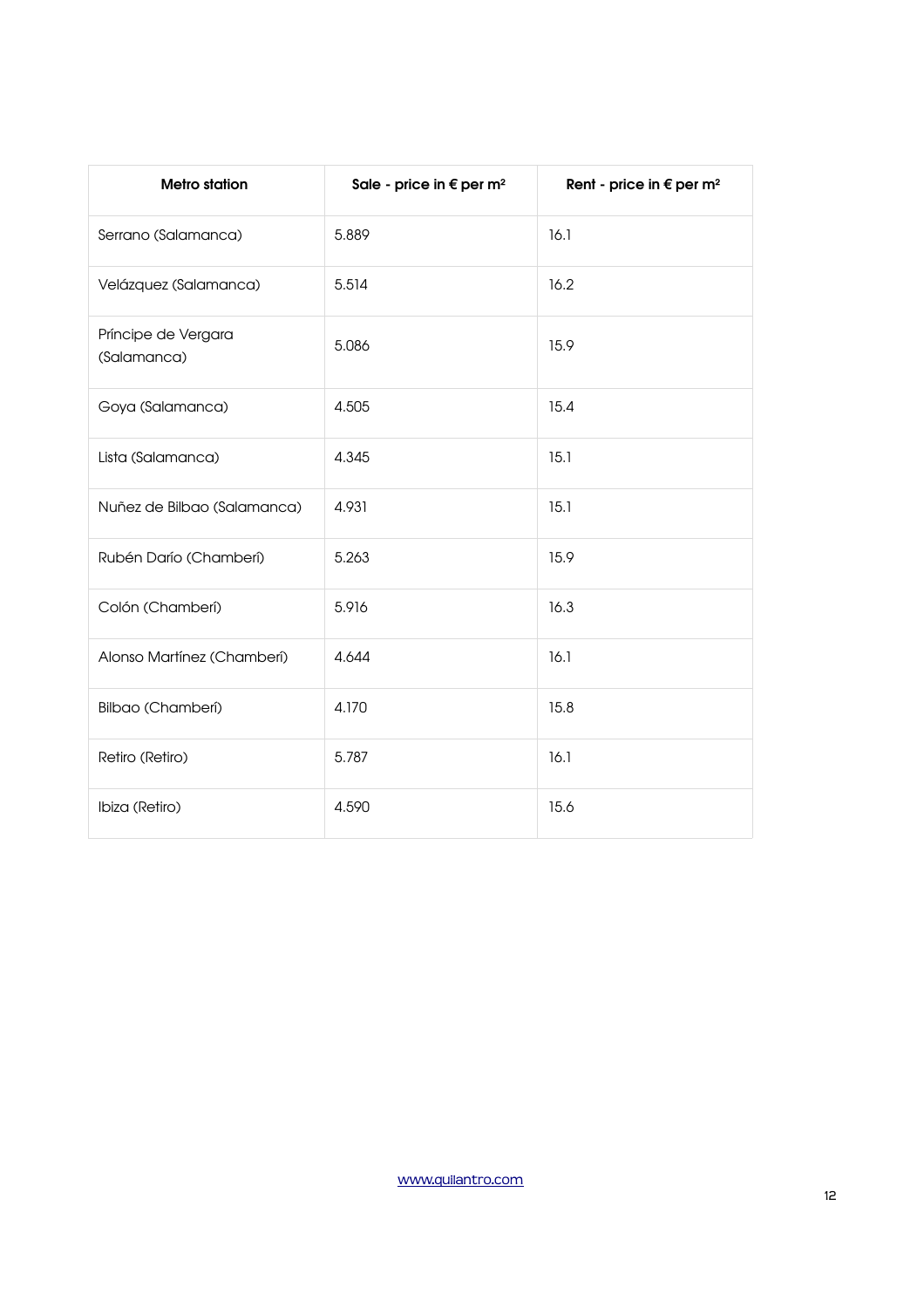| Metro station | Sale - price in € per m² | Rent - price in € per m² |
|---|---|---|
| Serrano (Salamanca) | 5.889 | 16.1 |
| Velázquez (Salamanca) | 5.514 | 16.2 |
| Príncipe de Vergara (Salamanca) | 5.086 | 15.9 |
| Goya (Salamanca) | 4.505 | 15.4 |
| Lista (Salamanca) | 4.345 | 15.1 |
| Nuñez de Bilbao (Salamanca) | 4.931 | 15.1 |
| Rubén Darío (Chamberí) | 5.263 | 15.9 |
| Colón (Chamberí) | 5.916 | 16.3 |
| Alonso Martínez (Chamberí) | 4.644 | 16.1 |
| Bilbao (Chamberí) | 4.170 | 15.8 |
| Retiro (Retiro) | 5.787 | 16.1 |
| Ibiza (Retiro) | 4.590 | 15.6 |

www.quilantro.com